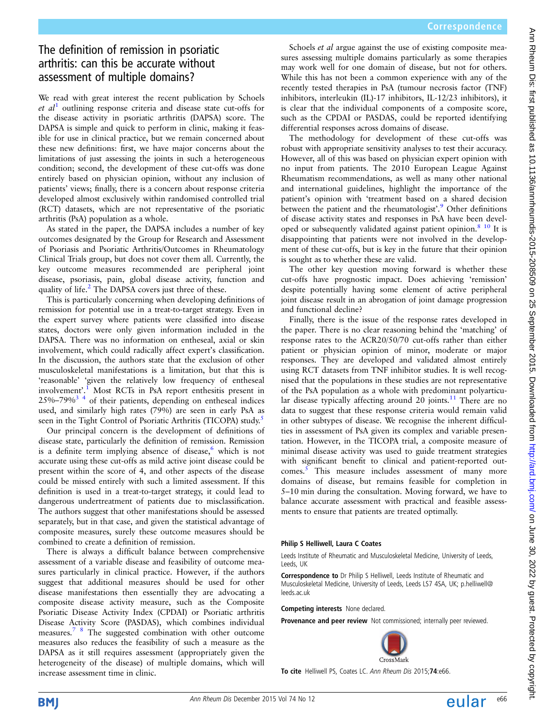# The definition of remission in psoriatic arthritis: can this be accurate without assessment of multiple domains?

We read with great interest the recent publication by Schoels *et al*[1] outlining response criteria and disease state cut-offs for the disease activity in psoriatic arthritis (DAPSA) score. The DAPSA is simple and quick to perform in clinic, making it feasible for use in clinical practice, but we remain concerned about these new definitions: first, we have major concerns about the limitations of just assessing the joints in such a heterogeneous condition; second, the development of these cut-offs was done entirely based on physician opinion, without any inclusion of patients' views; finally, there is a concern about response criteria developed almost exclusively within randomised controlled trial (RCT) datasets, which are not representative of the psoriatic arthritis (PsA) population as a whole.

As stated in the paper, the DAPSA includes a number of key outcomes designated by the Group for Research and Assessment of Psoriasis and Psoriatic Arthritis/Outcomes in Rheumatology Clinical Trials group, but does not cover them all. Currently, the key outcome measures recommended are peripheral joint disease, psoriasis, pain, global disease activity, function and quality of life.[2] The DAPSA covers just three of these.

This is particularly concerning when developing definitions of remission for potential use in a treat-to-target strategy. Even in the expert survey where patients were classified into disease states, doctors were only given information included in the DAPSA. There was no information on entheseal, axial or skin involvement, which could radically affect expert's classification. In the discussion, the authors state that the exclusion of other musculoskeletal manifestations is a limitation, but that this is 'reasonable' 'given the relatively low frequency of entheseal involvement'.[1] Most RCTs in PsA report enthesitis present in 25%–79%[3 4] of their patients, depending on entheseal indices used, and similarly high rates (79%) are seen in early PsA as seen in the Tight Control of Psoriatic Arthritis (TICOPA) study.[5]

Our principal concern is the development of definitions of disease state, particularly the definition of remission. Remission is a definite term implying absence of disease,[6] which is not accurate using these cut-offs as mild active joint disease could be present within the score of 4, and other aspects of the disease could be missed entirely with such a limited assessment. If this definition is used in a treat-to-target strategy, it could lead to dangerous undertreatment of patients due to misclassification. The authors suggest that other manifestations should be assessed separately, but in that case, and given the statistical advantage of composite measures, surely these outcome measures should be combined to create a definition of remission.

There is always a difficult balance between comprehensive assessment of a variable disease and feasibility of outcome measures particularly in clinical practice. However, if the authors suggest that additional measures should be used for other disease manifestations then essentially they are advocating a composite disease activity measure, such as the Composite Psoriatic Disease Activity Index (CPDAI) or Psoriatic arthritis Disease Activity Score (PASDAS), which combines individual measures.[7 8] The suggested combination with other outcome measures also reduces the feasibility of such a measure as the DAPSA as it still requires assessment (appropriately given the heterogeneity of the disease) of multiple domains, which will increase assessment time in clinic.

Schoels *et al* argue against the use of existing composite measures assessing multiple domains particularly as some therapies may work well for one domain of disease, but not for others. While this has not been a common experience with any of the recently tested therapies in PsA (tumour necrosis factor (TNF) inhibitors, interleukin (IL)-17 inhibitors, IL-12/23 inhibitors), it is clear that the individual components of a composite score, such as the CPDAI or PASDAS, could be reported identifying differential responses across domains of disease.

The methodology for development of these cut-offs was robust with appropriate sensitivity analyses to test their accuracy. However, all of this was based on physician expert opinion with no input from patients. The 2010 European League Against Rheumatism recommendations, as well as many other national and international guidelines, highlight the importance of the patient's opinion with 'treatment based on a shared decision between the patient and the rheumatologist'.[9] Other definitions of disease activity states and responses in PsA have been developed or subsequently validated against patient opinion.[8 10] It is disappointing that patients were not involved in the development of these cut-offs, but is key in the future that their opinion is sought as to whether these are valid.

The other key question moving forward is whether these cut-offs have prognostic impact. Does achieving 'remission' despite potentially having some element of active peripheral joint disease result in an abrogation of joint damage progression and functional decline?

Finally, there is the issue of the response rates developed in the paper. There is no clear reasoning behind the 'matching' of response rates to the ACR20/50/70 cut-offs rather than either patient or physician opinion of minor, moderate or major responses. They are developed and validated almost entirely using RCT datasets from TNF inhibitor studies. It is well recognised that the populations in these studies are not representative of the PsA population as a whole with predominant polyarticular disease typically affecting around 20 joints.[11] There are no data to suggest that these response criteria would remain valid in other subtypes of disease. We recognise the inherent difficulties in assessment of PsA given its complex and variable presentation. However, in the TICOPA trial, a composite measure of minimal disease activity was used to guide treatment strategies with significant benefit to clinical and patient-reported outcomes.[5] This measure includes assessment of many more domains of disease, but remains feasible for completion in 5–10 min during the consultation. Moving forward, we have to balance accurate assessment with practical and feasible assessments to ensure that patients are treated optimally.

**Philip S Helliwell, Laura C Coates**

Leeds Institute of Rheumatic and Musculoskeletal Medicine, University of Leeds, Leeds, UK

**Correspondence to** Dr Philip S Helliwell, Leeds Institute of Rheumatic and Musculoskeletal Medicine, University of Leeds, Leeds LS7 4SA, UK; p.helliwell@leeds.ac.uk

**Competing interests** None declared.

**Provenance and peer review** Not commissioned; internally peer reviewed.

**To cite** Helliwell PS, Coates LC. *Ann Rheum Dis* 2015;**74**:e66.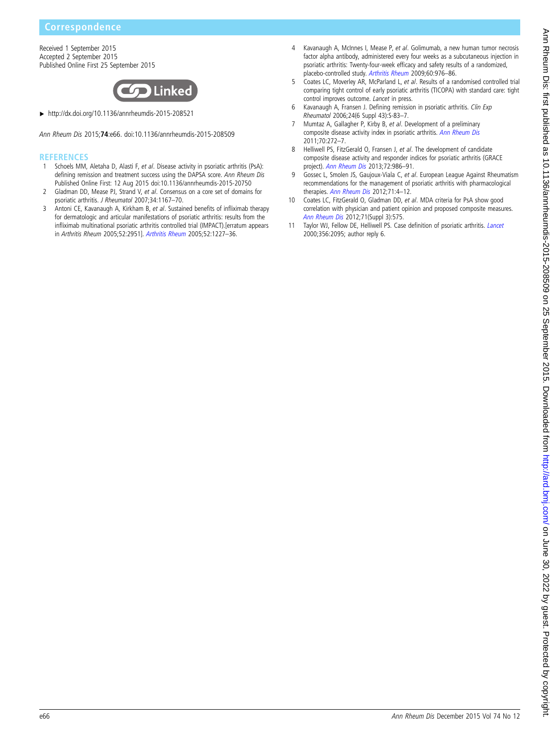Received 1 September 2015
Accepted 2 September 2015
Published Online First 25 September 2015

Linked

► http://dx.doi.org/10.1136/annrheumdis-2015-208521

*Ann Rheum Dis* 2015;**74**:e66. doi:10.1136/annrheumdis-2015-208509

## REFERENCES

1. Schoels MM, Aletaha D, Alasti F, *et al*. Disease activity in psoriatic arthritis (PsA): defining remission and treatment success using the DAPSA score. *Ann Rheum Dis* Published Online First: 12 Aug 2015 doi:10.1136/annrheumdis-2015-20750
2. Gladman DD, Mease PJ, Strand V, *et al*. Consensus on a core set of domains for psoriatic arthritis. *J Rheumatol* 2007;34:1167–70.
3. Antoni CE, Kavanaugh A, Kirkham B, *et al*. Sustained benefits of infliximab therapy for dermatologic and articular manifestations of psoriatic arthritis: results from the infliximab multinational psoriatic arthritis controlled trial (IMPACT).[erratum appears in *Arthritis Rheum* 2005;52:2951]. *Arthritis Rheum* 2005;52:1227–36.
4. Kavanaugh A, McInnes I, Mease P, *et al*. Golimumab, a new human tumor necrosis factor alpha antibody, administered every four weeks as a subcutaneous injection in psoriatic arthritis: Twenty-four-week efficacy and safety results of a randomized, placebo-controlled study. *Arthritis Rheum* 2009;60:976–86.
5. Coates LC, Moverley AR, McParland L, *et al*. Results of a randomised controlled trial comparing tight control of early psoriatic arthritis (TICOPA) with standard care: tight control improves outcome. *Lancet* in press.
6. Kavanaugh A, Fransen J. Defining remission in psoriatic arthritis. *Clin Exp Rheumatol* 2006;24(6 Suppl 43):S-83–7.
7. Mumtaz A, Gallagher P, Kirby B, *et al*. Development of a preliminary composite disease activity index in psoriatic arthritis. *Ann Rheum Dis* 2011;70:272–7.
8. Helliwell PS, FitzGerald O, Fransen J, *et al*. The development of candidate composite disease activity and responder indices for psoriatic arthritis (GRACE project). *Ann Rheum Dis* 2013;72:986–91.
9. Gossec L, Smolen JS, Gaujoux-Viala C, *et al*. European League Against Rheumatism recommendations for the management of psoriatic arthritis with pharmacological therapies. *Ann Rheum Dis* 2012;71:4–12.
10. Coates LC, FitzGerald O, Gladman DD, *et al*. MDA criteria for PsA show good correlation with physician and patient opinion and proposed composite measures. *Ann Rheum Dis* 2012;71(Suppl 3):575.
11. Taylor WJ, Fellow DE, Helliwell PS. Case definition of psoriatic arthritis. *Lancet* 2000;356:2095; author reply 6.